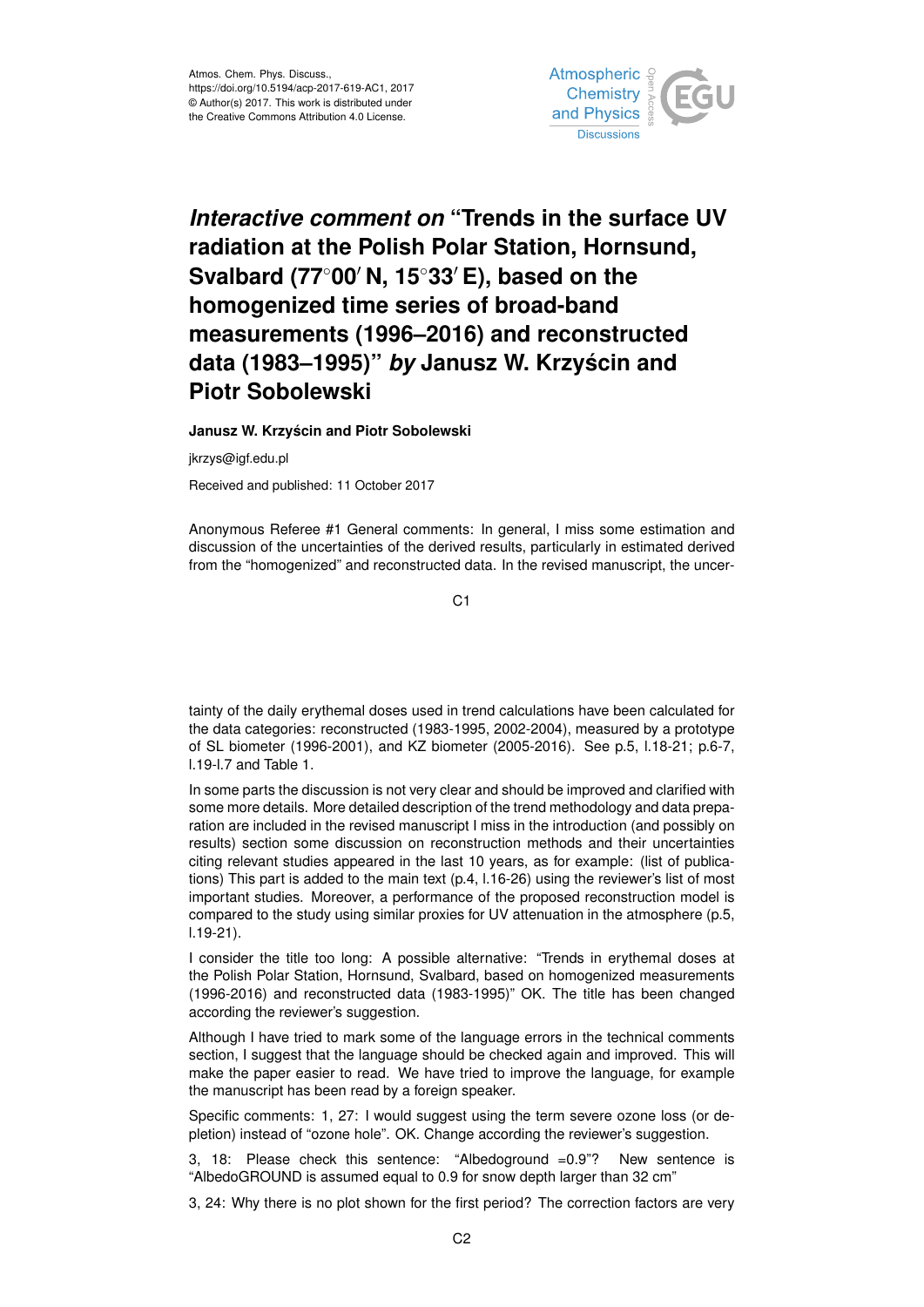# *Interactive comment on* "Trends in the surface UV radiation at the Polish Polar Station, Hornsund, Svalbard (77°00′ N, 15°33′ E), based on the homogenized time series of broad-band measurements (1996–2016) and reconstructed data (1983–1995)" *by* Janusz W. Krzyścin and Piotr Sobolewski

**Janusz W. Krzyścin and Piotr Sobolewski**

jkrzys@igf.edu.pl

Received and published: 11 October 2017

Anonymous Referee #1 General comments: In general, I miss some estimation and discussion of the uncertainties of the derived results, particularly in estimated derived from the "homogenized" and reconstructed data. In the revised manuscript, the uncertainty of the daily erythemal doses used in trend calculations have been calculated for the data categories: reconstructed (1983-1995, 2002-2004), measured by a prototype of SL biometer (1996-2001), and KZ biometer (2005-2016). See p.5, l.18-21; p.6-7, l.19-l.7 and Table 1.

In some parts the discussion is not very clear and should be improved and clarified with some more details. More detailed description of the trend methodology and data preparation are included in the revised manuscript I miss in the introduction (and possibly on results) section some discussion on reconstruction methods and their uncertainties citing relevant studies appeared in the last 10 years, as for example: (list of publications) This part is added to the main text (p.4, l.16-26) using the reviewer's list of most important studies. Moreover, a performance of the proposed reconstruction model is compared to the study using similar proxies for UV attenuation in the atmosphere (p.5, l.19-21).

I consider the title too long: A possible alternative: "Trends in erythemal doses at the Polish Polar Station, Hornsund, Svalbard, based on homogenized measurements (1996-2016) and reconstructed data (1983-1995)" OK. The title has been changed according the reviewer's suggestion.

Although I have tried to mark some of the language errors in the technical comments section, I suggest that the language should be checked again and improved. This will make the paper easier to read. We have tried to improve the language, for example the manuscript has been read by a foreign speaker.

Specific comments: 1, 27: I would suggest using the term severe ozone loss (or depletion) instead of "ozone hole". OK. Change according the reviewer's suggestion.

3, 18: Please check this sentence: "Albedoground =0.9"? New sentence is "AlbedoGROUND is assumed equal to 0.9 for snow depth larger than 32 cm"

3, 24: Why there is no plot shown for the first period? The correction factors are very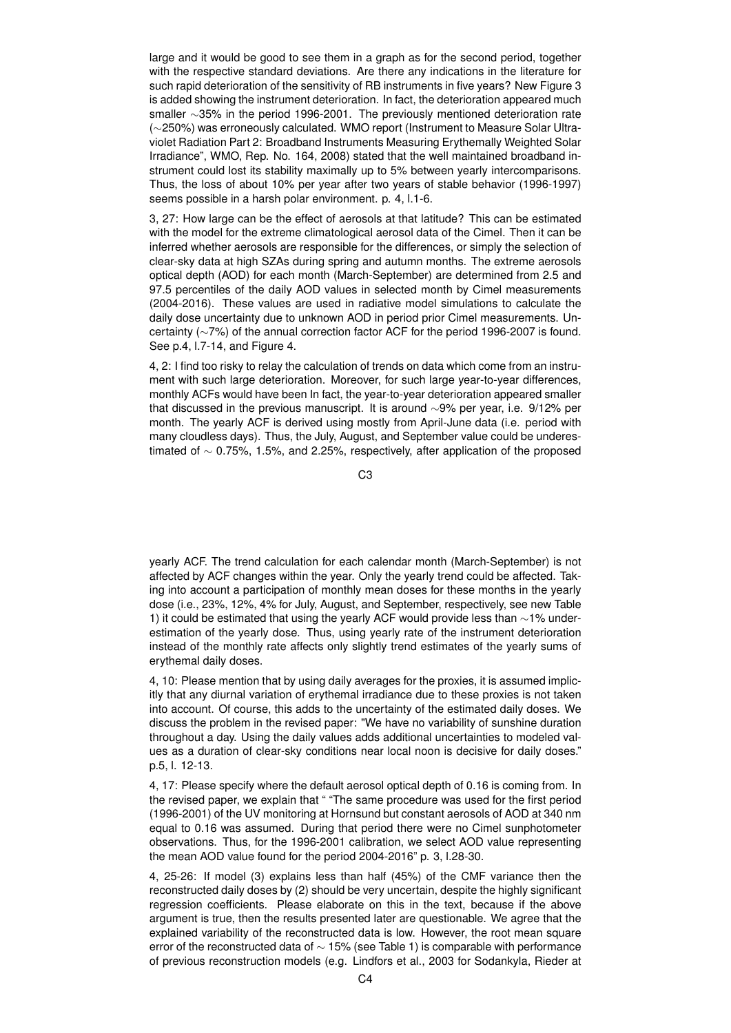large and it would be good to see them in a graph as for the second period, together with the respective standard deviations. Are there any indications in the literature for such rapid deterioration of the sensitivity of RB instruments in five years? New Figure 3 is added showing the instrument deterioration. In fact, the deterioration appeared much smaller ∼35% in the period 1996-2001. The previously mentioned deterioration rate (∼250%) was erroneously calculated. WMO report (Instrument to Measure Solar Ultraviolet Radiation Part 2: Broadband Instruments Measuring Erythemally Weighted Solar Irradiance", WMO, Rep. No. 164, 2008) stated that the well maintained broadband instrument could lost its stability maximally up to 5% between yearly intercomparisons. Thus, the loss of about 10% per year after two years of stable behavior (1996-1997) seems possible in a harsh polar environment. p. 4, l.1-6.

3, 27: How large can be the effect of aerosols at that latitude? This can be estimated with the model for the extreme climatological aerosol data of the Cimel. Then it can be inferred whether aerosols are responsible for the differences, or simply the selection of clear-sky data at high SZAs during spring and autumn months. The extreme aerosols optical depth (AOD) for each month (March-September) are determined from 2.5 and 97.5 percentiles of the daily AOD values in selected month by Cimel measurements (2004-2016). These values are used in radiative model simulations to calculate the daily dose uncertainty due to unknown AOD in period prior Cimel measurements. Uncertainty (∼7%) of the annual correction factor ACF for the period 1996-2007 is found. See p.4, l.7-14, and Figure 4.

4, 2: I find too risky to relay the calculation of trends on data which come from an instrument with such large deterioration. Moreover, for such large year-to-year differences, monthly ACFs would have been In fact, the year-to-year deterioration appeared smaller that discussed in the previous manuscript. It is around ∼9% per year, i.e. 9/12% per month. The yearly ACF is derived using mostly from April-June data (i.e. period with many cloudless days). Thus, the July, August, and September value could be underestimated of ∼ 0.75%, 1.5%, and 2.25%, respectively, after application of the proposed yearly ACF. The trend calculation for each calendar month (March-September) is not affected by ACF changes within the year. Only the yearly trend could be affected. Taking into account a participation of monthly mean doses for these months in the yearly dose (i.e., 23%, 12%, 4% for July, August, and September, respectively, see new Table 1) it could be estimated that using the yearly ACF would provide less than ∼1% underestimation of the yearly dose. Thus, using yearly rate of the instrument deterioration instead of the monthly rate affects only slightly trend estimates of the yearly sums of erythemal daily doses.

4, 10: Please mention that by using daily averages for the proxies, it is assumed implicitly that any diurnal variation of erythemal irradiance due to these proxies is not taken into account. Of course, this adds to the uncertainty of the estimated daily doses. We discuss the problem in the revised paper: "We have no variability of sunshine duration throughout a day. Using the daily values adds additional uncertainties to modeled values as a duration of clear-sky conditions near local noon is decisive for daily doses." p.5, l. 12-13.

4, 17: Please specify where the default aerosol optical depth of 0.16 is coming from. In the revised paper, we explain that " "The same procedure was used for the first period (1996-2001) of the UV monitoring at Hornsund but constant aerosols of AOD at 340 nm equal to 0.16 was assumed. During that period there were no Cimel sunphotometer observations. Thus, for the 1996-2001 calibration, we select AOD value representing the mean AOD value found for the period 2004-2016" p. 3, l.28-30.

4, 25-26: If model (3) explains less than half (45%) of the CMF variance then the reconstructed daily doses by (2) should be very uncertain, despite the highly significant regression coefficients. Please elaborate on this in the text, because if the above argument is true, then the results presented later are questionable. We agree that the explained variability of the reconstructed data is low. However, the root mean square error of the reconstructed data of ∼ 15% (see Table 1) is comparable with performance of previous reconstruction models (e.g. Lindfors et al., 2003 for Sodankyla, Rieder at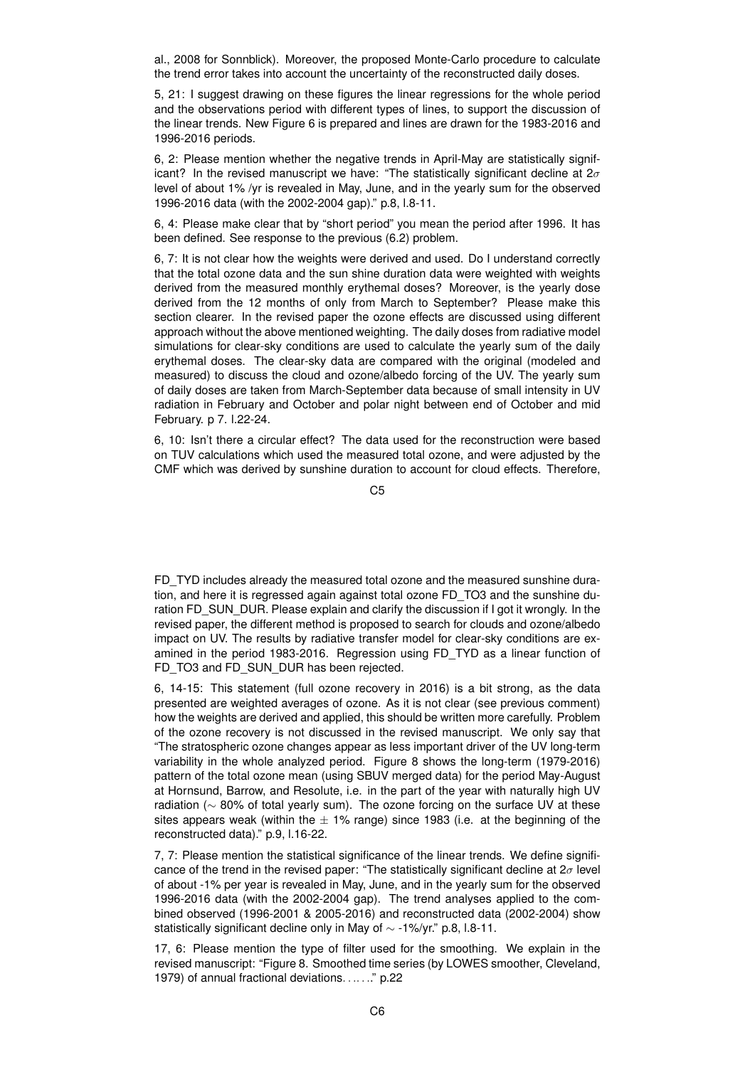al., 2008 for Sonnblick). Moreover, the proposed Monte-Carlo procedure to calculate the trend error takes into account the uncertainty of the reconstructed daily doses.

5, 21: I suggest drawing on these figures the linear regressions for the whole period and the observations period with different types of lines, to support the discussion of the linear trends. New Figure 6 is prepared and lines are drawn for the 1983-2016 and 1996-2016 periods.

6, 2: Please mention whether the negative trends in April-May are statistically significant? In the revised manuscript we have: "The statistically significant decline at $2\sigma$ level of about 1% /yr is revealed in May, June, and in the yearly sum for the observed 1996-2016 data (with the 2002-2004 gap)." p.8, l.8-11.

6, 4: Please make clear that by "short period" you mean the period after 1996. It has been defined. See response to the previous (6.2) problem.

6, 7: It is not clear how the weights were derived and used. Do I understand correctly that the total ozone data and the sun shine duration data were weighted with weights derived from the measured monthly erythemal doses? Moreover, is the yearly dose derived from the 12 months of only from March to September? Please make this section clearer. In the revised paper the ozone effects are discussed using different approach without the above mentioned weighting. The daily doses from radiative model simulations for clear-sky conditions are used to calculate the yearly sum of the daily erythemal doses. The clear-sky data are compared with the original (modeled and measured) to discuss the cloud and ozone/albedo forcing of the UV. The yearly sum of daily doses are taken from March-September data because of small intensity in UV radiation in February and October and polar night between end of October and mid February. p 7. l.22-24.

6, 10: Isn't there a circular effect? The data used for the reconstruction were based on TUV calculations which used the measured total ozone, and were adjusted by the CMF which was derived by sunshine duration to account for cloud effects. Therefore, FD_TYD includes already the measured total ozone and the measured sunshine duration, and here it is regressed again against total ozone FD_TO3 and the sunshine duration FD_SUN_DUR. Please explain and clarify the discussion if I got it wrongly. In the revised paper, the different method is proposed to search for clouds and ozone/albedo impact on UV. The results by radiative transfer model for clear-sky conditions are examined in the period 1983-2016. Regression using FD_TYD as a linear function of FD_TO3 and FD_SUN_DUR has been rejected.

6, 14-15: This statement (full ozone recovery in 2016) is a bit strong, as the data presented are weighted averages of ozone. As it is not clear (see previous comment) how the weights are derived and applied, this should be written more carefully. Problem of the ozone recovery is not discussed in the revised manuscript. We only say that "The stratospheric ozone changes appear as less important driver of the UV long-term variability in the whole analyzed period. Figure 8 shows the long-term (1979-2016) pattern of the total ozone mean (using SBUV merged data) for the period May-August at Hornsund, Barrow, and Resolute, i.e. in the part of the year with naturally high UV radiation ($\sim$ 80% of total yearly sum). The ozone forcing on the surface UV at these sites appears weak (within the $\pm$ 1% range) since 1983 (i.e. at the beginning of the reconstructed data)." p.9, l.16-22.

7, 7: Please mention the statistical significance of the linear trends. We define significance of the trend in the revised paper: "The statistically significant decline at $2\sigma$ level of about -1% per year is revealed in May, June, and in the yearly sum for the observed 1996-2016 data (with the 2002-2004 gap). The trend analyses applied to the combined observed (1996-2001 & 2005-2016) and reconstructed data (2002-2004) show statistically significant decline only in May of $\sim$ -1%/yr." p.8, l.8-11.

17, 6: Please mention the type of filter used for the smoothing. We explain in the revised manuscript: "Figure 8. Smoothed time series (by LOWES smoother, Cleveland, 1979) of annual fractional deviations……." p.22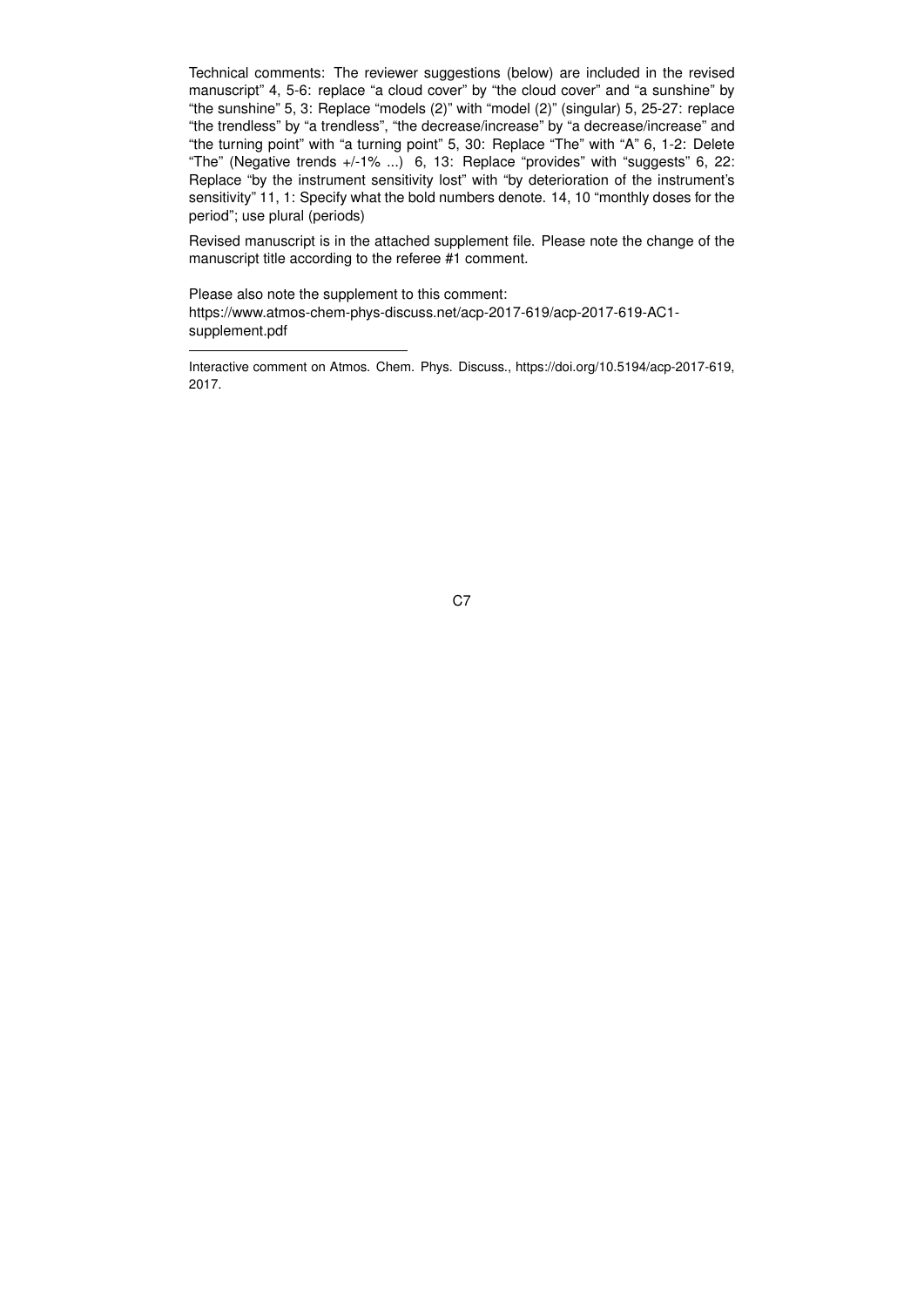Technical comments: The reviewer suggestions (below) are included in the revised manuscript" 4, 5-6: replace "a cloud cover" by "the cloud cover" and "a sunshine" by "the sunshine" 5, 3: Replace "models (2)" with "model (2)" (singular) 5, 25-27: replace "the trendless" by "a trendless", "the decrease/increase" by "a decrease/increase" and "the turning point" with "a turning point" 5, 30: Replace "The" with "A" 6, 1-2: Delete "The" (Negative trends +/-1% ...) 6, 13: Replace "provides" with "suggests" 6, 22: Replace "by the instrument sensitivity lost" with "by deterioration of the instrument's sensitivity" 11, 1: Specify what the bold numbers denote. 14, 10 "monthly doses for the period"; use plural (periods)

Revised manuscript is in the attached supplement file. Please note the change of the manuscript title according to the referee #1 comment.

Please also note the supplement to this comment:
https://www.atmos-chem-phys-discuss.net/acp-2017-619/acp-2017-619-AC1-supplement.pdf

---

Interactive comment on Atmos. Chem. Phys. Discuss., https://doi.org/10.5194/acp-2017-619, 2017.